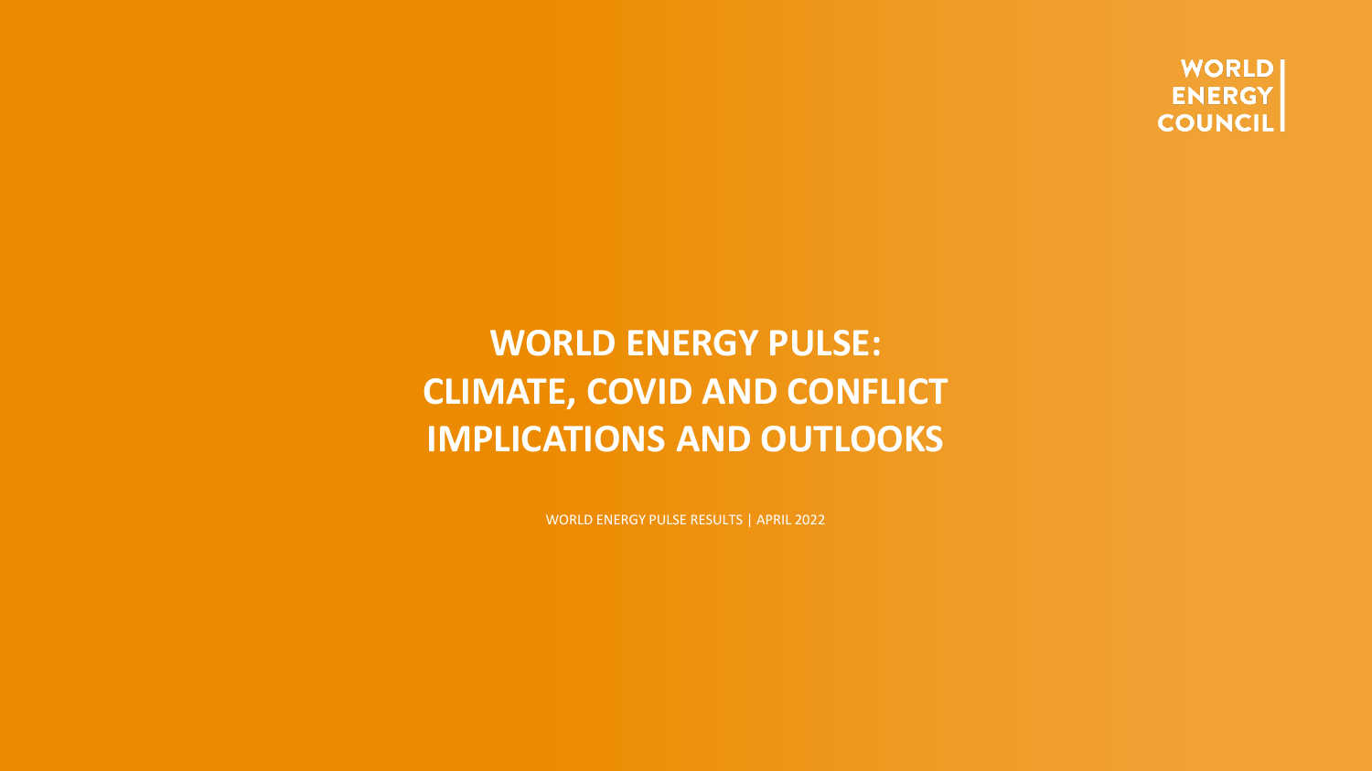WORLD ENERGY COUNCIL

# WORLD ENERGY PULSE: CLIMATE, COVID AND CONFLICT IMPLICATIONS AND OUTLOOKS

WORLD ENERGY PULSE RESULTS | APRIL 2022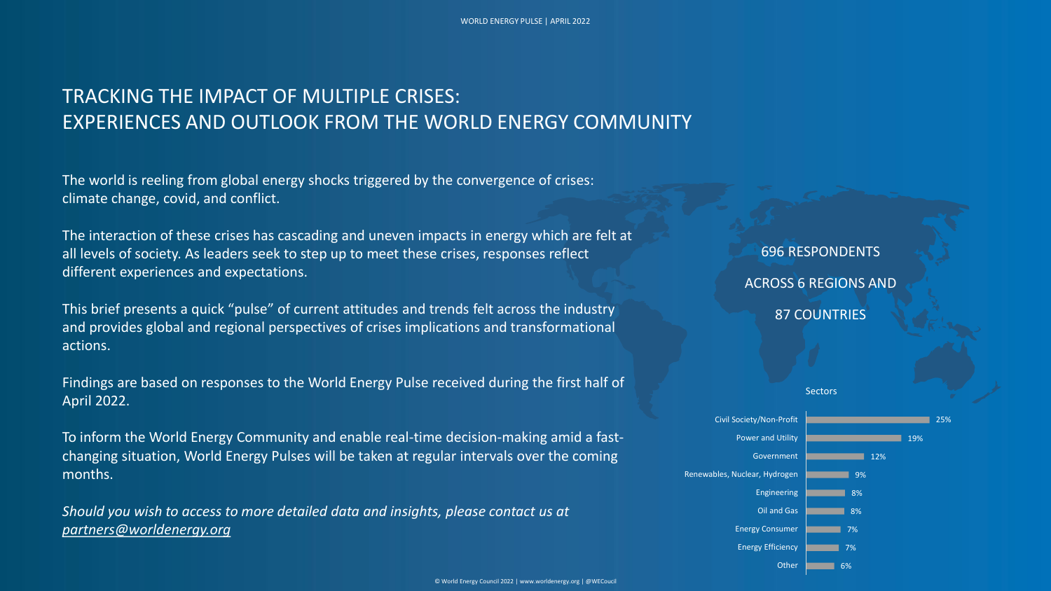# TRACKING THE IMPACT OF MULTIPLE CRISES: EXPERIENCES AND OUTLOOK FROM THE WORLD ENERGY COMMUNITY

The world is reeling from global energy shocks triggered by the convergence of crises: climate change, covid, and conflict.

The interaction of these crises has cascading and uneven impacts in energy which are felt at all levels of society. As leaders seek to step up to meet these crises, responses reflect different experiences and expectations.

This brief presents a quick "pulse" of current attitudes and trends felt across the industry and provides global and regional perspectives of crises implications and transformational actions.

Findings are based on responses to the World Energy Pulse received during the first half of April 2022.

To inform the World Energy Community and enable real-time decision-making amid a fast-changing situation, World Energy Pulses will be taken at regular intervals over the coming months.

*Should you wish to access to more detailed data and insights, please contact us at partners@worldenergy.org*

696 RESPONDENTS

ACROSS 6 REGIONS AND

87 COUNTRIES

Sectors

| Sector | Share |
|---|---|
| Civil Society/Non-Profit | 25% |
| Power and Utility | 19% |
| Government | 12% |
| Renewables, Nuclear, Hydrogen | 9% |
| Engineering | 8% |
| Oil and Gas | 8% |
| Energy Consumer | 7% |
| Energy Efficiency | 7% |
| Other | 6% |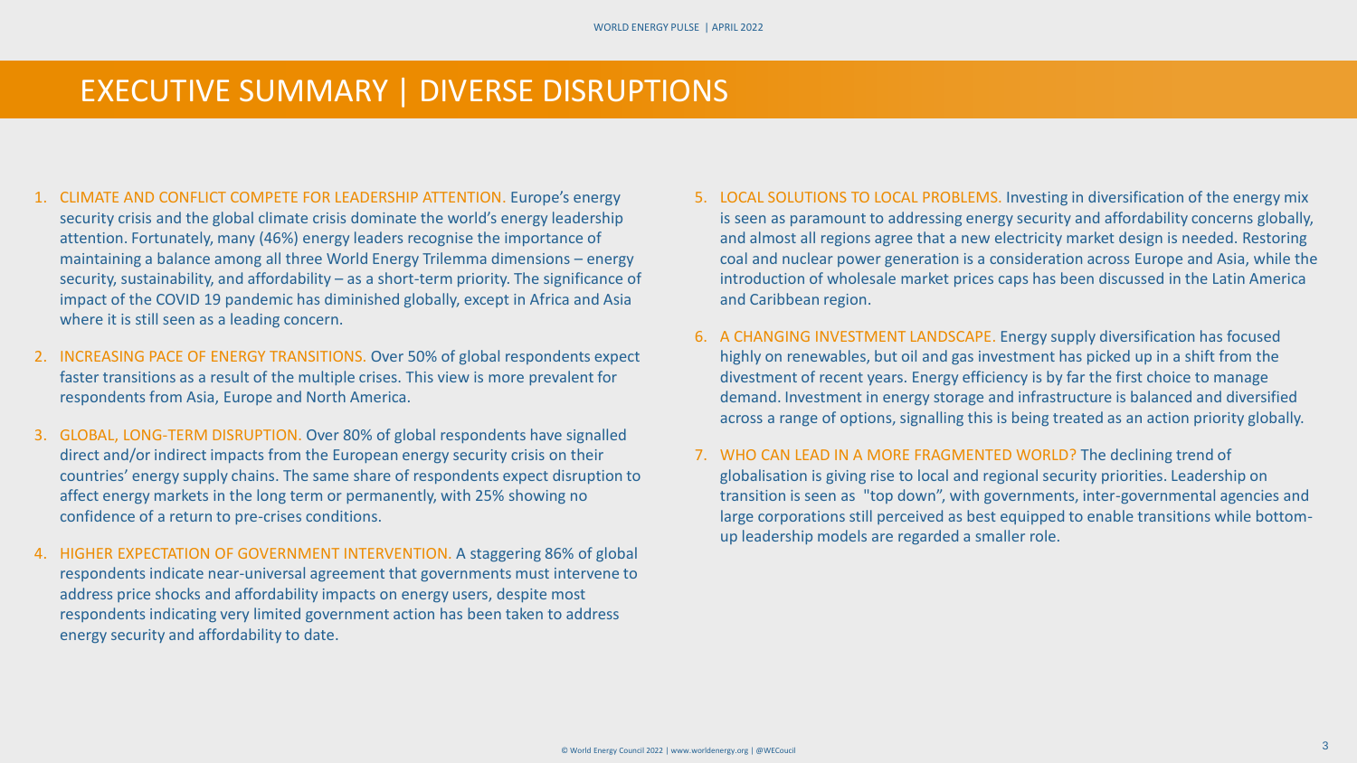# EXECUTIVE SUMMARY | DIVERSE DISRUPTIONS

1. CLIMATE AND CONFLICT COMPETE FOR LEADERSHIP ATTENTION. Europe's energy security crisis and the global climate crisis dominate the world's energy leadership attention. Fortunately, many (46%) energy leaders recognise the importance of maintaining a balance among all three World Energy Trilemma dimensions – energy security, sustainability, and affordability – as a short-term priority. The significance of impact of the COVID 19 pandemic has diminished globally, except in Africa and Asia where it is still seen as a leading concern.

2. INCREASING PACE OF ENERGY TRANSITIONS. Over 50% of global respondents expect faster transitions as a result of the multiple crises. This view is more prevalent for respondents from Asia, Europe and North America.

3. GLOBAL, LONG-TERM DISRUPTION. Over 80% of global respondents have signalled direct and/or indirect impacts from the European energy security crisis on their countries' energy supply chains. The same share of respondents expect disruption to affect energy markets in the long term or permanently, with 25% showing no confidence of a return to pre-crises conditions.

4. HIGHER EXPECTATION OF GOVERNMENT INTERVENTION. A staggering 86% of global respondents indicate near-universal agreement that governments must intervene to address price shocks and affordability impacts on energy users, despite most respondents indicating very limited government action has been taken to address energy security and affordability to date.

5. LOCAL SOLUTIONS TO LOCAL PROBLEMS. Investing in diversification of the energy mix is seen as paramount to addressing energy security and affordability concerns globally, and almost all regions agree that a new electricity market design is needed. Restoring coal and nuclear power generation is a consideration across Europe and Asia, while the introduction of wholesale market prices caps has been discussed in the Latin America and Caribbean region.

6. A CHANGING INVESTMENT LANDSCAPE. Energy supply diversification has focused highly on renewables, but oil and gas investment has picked up in a shift from the divestment of recent years. Energy efficiency is by far the first choice to manage demand. Investment in energy storage and infrastructure is balanced and diversified across a range of options, signalling this is being treated as an action priority globally.

7. WHO CAN LEAD IN A MORE FRAGMENTED WORLD? The declining trend of globalisation is giving rise to local and regional security priorities. Leadership on transition is seen as "top down", with governments, inter-governmental agencies and large corporations still perceived as best equipped to enable transitions while bottom-up leadership models are regarded a smaller role.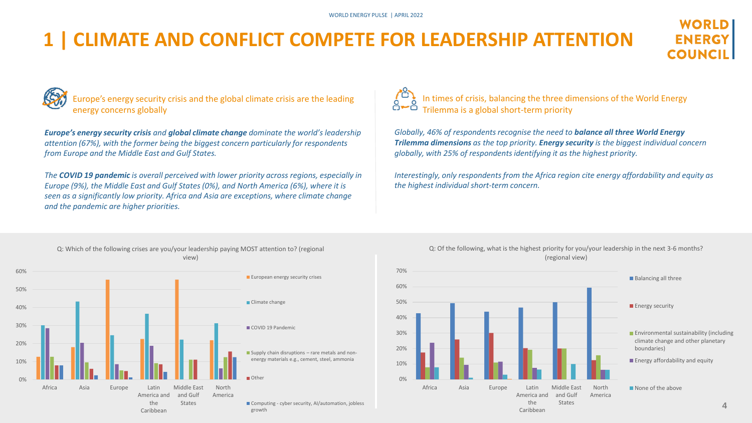# 1 | CLIMATE AND CONFLICT COMPETE FOR LEADERSHIP ATTENTION

## Europe's energy security crisis and the global climate crisis are the leading energy concerns globally

***Europe's energy security crisis** and **global climate change** dominate the world's leadership attention (67%), with the former being the biggest concern particularly for respondents from Europe and the Middle East and Gulf States.*

*The **COVID 19 pandemic** is overall perceived with lower priority across regions, especially in Europe (9%), the Middle East and Gulf States (0%), and North America (6%), where it is seen as a significantly low priority. Africa and Asia are exceptions, where climate change and the pandemic are higher priorities.*

## In times of crisis, balancing the three dimensions of the World Energy Trilemma is a global short-term priority

*Globally, 46% of respondents recognise the need to **balance all three World Energy Trilemma dimensions** as the top priority. **Energy security** is the biggest individual concern globally, with 25% of respondents identifying it as the highest priority.*

*Interestingly, only respondents from the Africa region cite energy affordability and equity as the highest individual short-term concern.*

Q: Which of the following crises are you/your leadership paying MOST attention to? (regional view)

Legend: European energy security crises; Climate change; COVID 19 Pandemic; Supply chain disruptions – rare metals and non-energy materials e.g., cement, steel, ammonia; Other; Computing - cyber security, AI/automation, jobless growth

Regions: Africa; Asia; Europe; Latin America and the Caribbean; Middle East and Gulf States; North America

Q: Of the following, what is the highest priority for you/your leadership in the next 3-6 months? (regional view)

Legend: Balancing all three; Energy security; Environmental sustainability (including climate change and other planetary boundaries); Energy affordability and equity; None of the above

Regions: Africa; Asia; Europe; Latin America and the Caribbean; Middle East and Gulf States; North America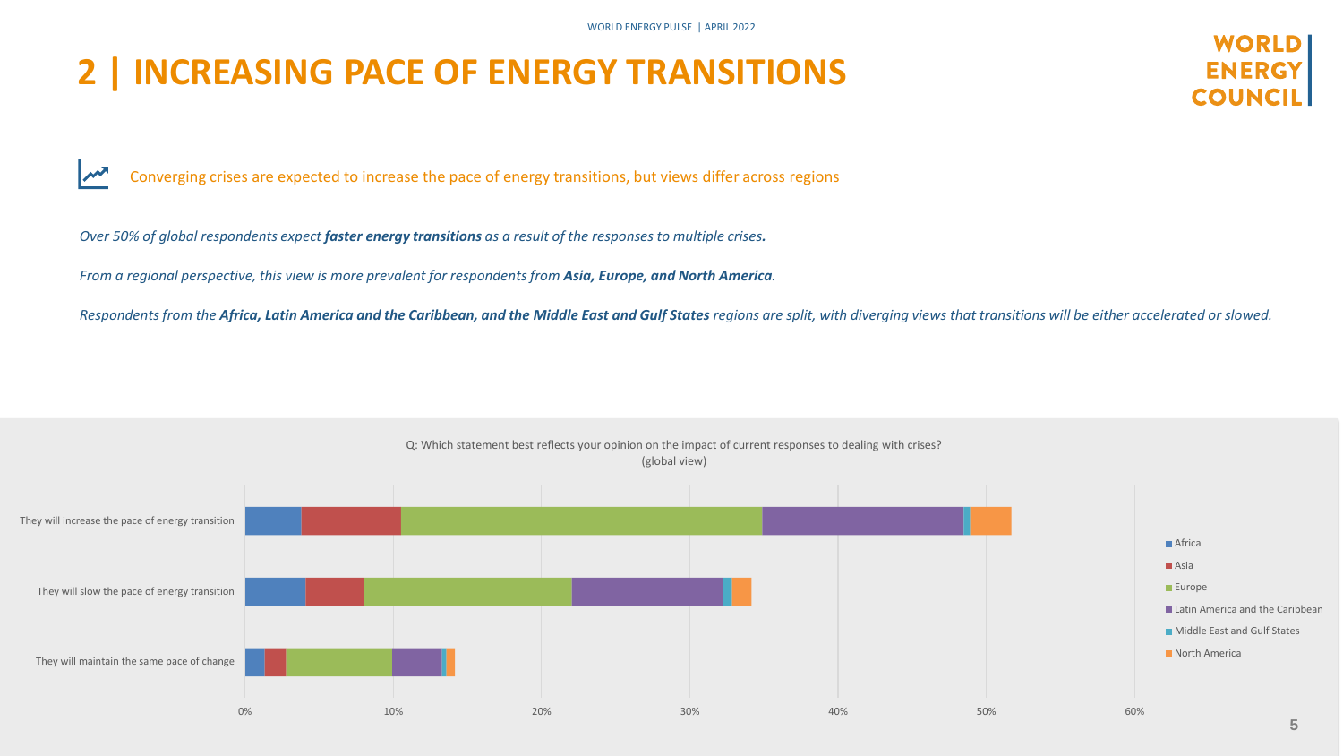# 2 | INCREASING PACE OF ENERGY TRANSITIONS

Converging crises are expected to increase the pace of energy transitions, but views differ across regions

*Over 50% of global respondents expect **faster energy transitions** as a result of the responses to multiple crises.*

*From a regional perspective, this view is more prevalent for respondents from **Asia, Europe, and North America**.*

*Respondents from the **Africa, Latin America and the Caribbean, and the Middle East and Gulf States** regions are split, with diverging views that transitions will be either accelerated or slowed.*

Q: Which statement best reflects your opinion on the impact of current responses to dealing with crises? (global view)

- They will increase the pace of energy transition
- They will slow the pace of energy transition
- They will maintain the same pace of change

Legend: Africa, Asia, Europe, Latin America and the Caribbean, Middle East and Gulf States, North America

Axis: 0%, 10%, 20%, 30%, 40%, 50%, 60%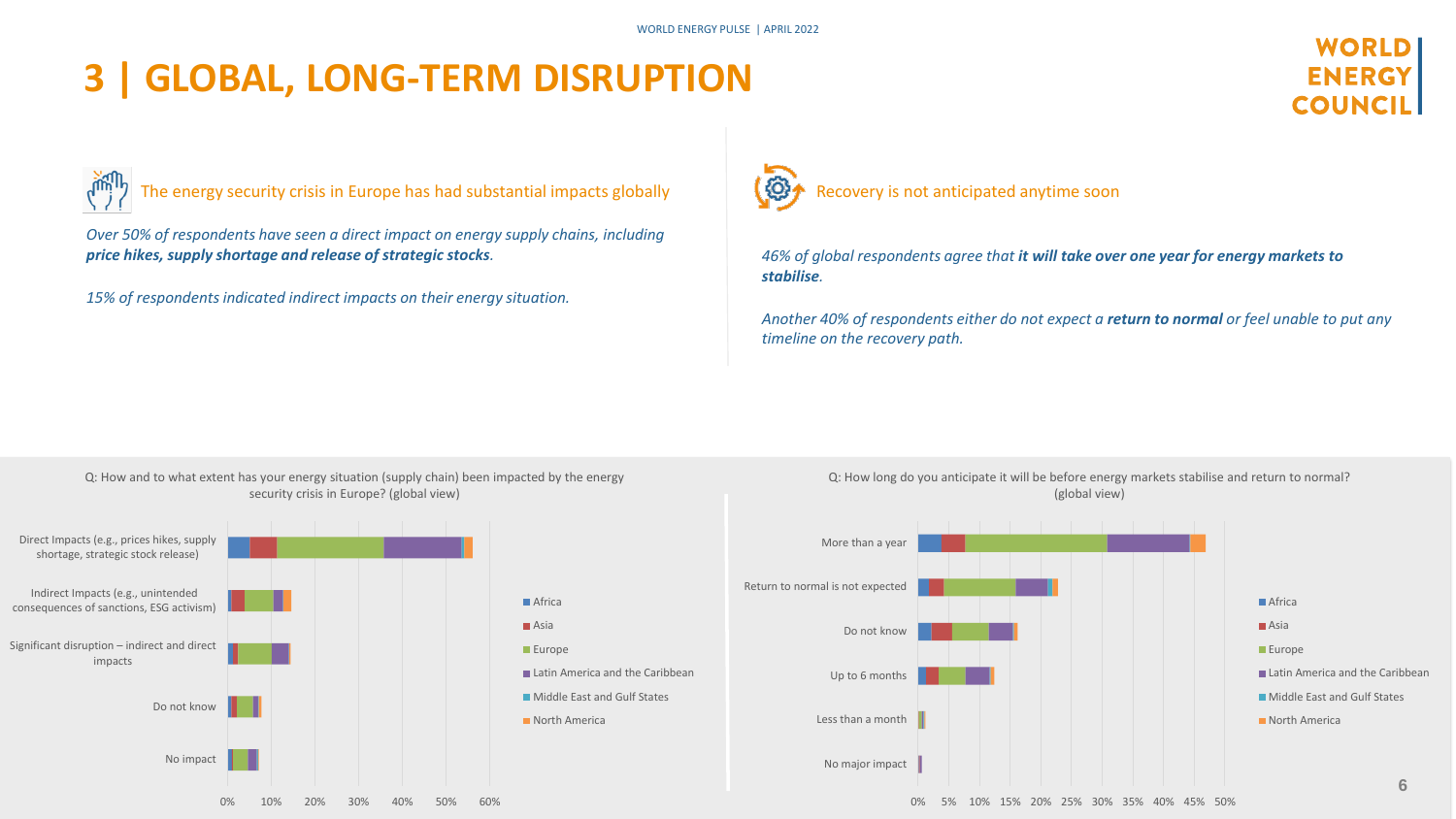# 3 | GLOBAL, LONG-TERM DISRUPTION

## The energy security crisis in Europe has had substantial impacts globally

*Over 50% of respondents have seen a direct impact on energy supply chains, including **price hikes, supply shortage and release of strategic stocks**.*

*15% of respondents indicated indirect impacts on their energy situation.*

## Recovery is not anticipated anytime soon

*46% of global respondents agree that **it will take over one year for energy markets to stabilise**.*

*Another 40% of respondents either do not expect a **return to normal** or feel unable to put any timeline on the recovery path.*

Q: How and to what extent has your energy situation (supply chain) been impacted by the energy security crisis in Europe? (global view)

Categories: Direct Impacts (e.g., prices hikes, supply shortage, strategic stock release); Indirect Impacts (e.g., unintended consequences of sanctions, ESG activism); Significant disruption – indirect and direct impacts; Do not know; No impact

Legend: Africa, Asia, Europe, Latin America and the Caribbean, Middle East and Gulf States, North America

Q: How long do you anticipate it will be before energy markets stabilise and return to normal? (global view)

Categories: More than a year; Return to normal is not expected; Do not know; Up to 6 months; Less than a month; No major impact

Legend: Africa, Asia, Europe, Latin America and the Caribbean, Middle East and Gulf States, North America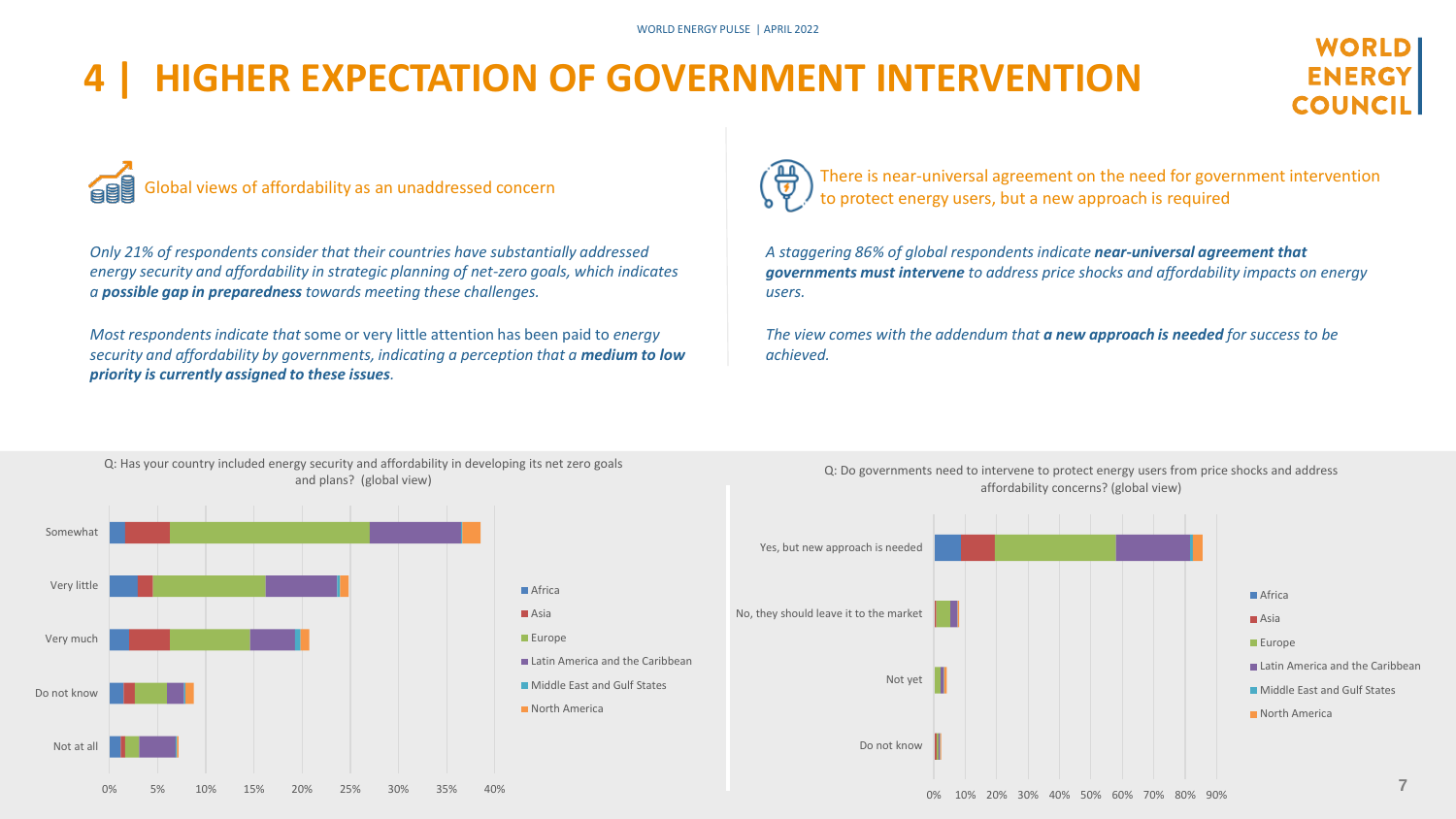# 4 | HIGHER EXPECTATION OF GOVERNMENT INTERVENTION

## Global views of affordability as an unaddressed concern

*Only 21% of respondents consider that their countries have substantially addressed energy security and affordability in strategic planning of net-zero goals, which indicates a **possible gap in preparedness** towards meeting these challenges.*

*Most respondents indicate that* some or very little attention has been paid to *energy security and affordability by governments, indicating a perception that a **medium to low priority is currently assigned to these issues**.*

## There is near-universal agreement on the need for government intervention to protect energy users, but a new approach is required

*A staggering 86% of global respondents indicate **near-universal agreement that governments must intervene** to address price shocks and affordability impacts on energy users.*

*The view comes with the addendum that **a new approach is needed** for success to be achieved.*

Q: Has your country included energy security and affordability in developing its net zero goals and plans? (global view)

Q: Do governments need to intervene to protect energy users from price shocks and address affordability concerns? (global view)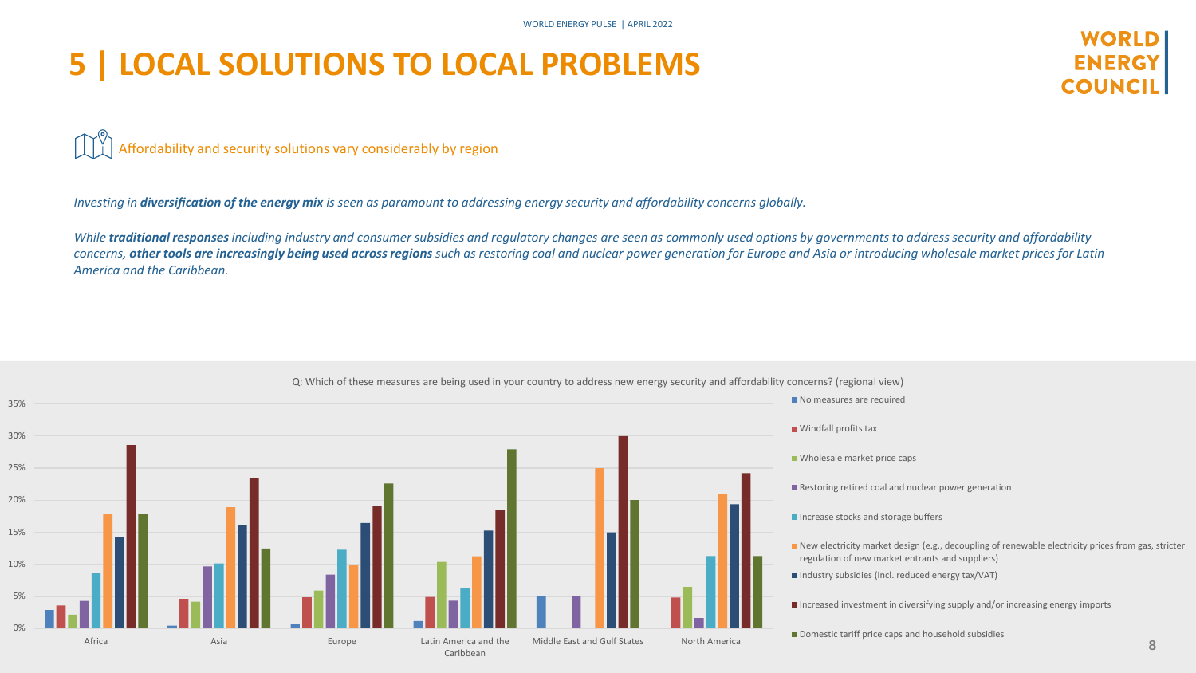# 5 | LOCAL SOLUTIONS TO LOCAL PROBLEMS

Affordability and security solutions vary considerably by region

*Investing in **diversification of the energy mix** is seen as paramount to addressing energy security and affordability concerns globally.*

*While **traditional responses** including industry and consumer subsidies and regulatory changes are seen as commonly used options by governments to address security and affordability concerns, **other tools are increasingly being used across regions** such as restoring coal and nuclear power generation for Europe and Asia or introducing wholesale market prices for Latin America and the Caribbean.*

Q: Which of these measures are being used in your country to address new energy security and affordability concerns? (regional view)

| Measure | Africa | Asia | Europe | Latin America and the Caribbean | Middle East and Gulf States | North America |
|---|---|---|---|---|---|---|
| No measures are required | 3% | 0% | 1% | 1% | 5% | 0% |
| Windfall profits tax | 4% | 5% | 5% | 5% | 0% | 5% |
| Wholesale market price caps | 2% | 4% | 6% | 10% | 0% | 6% |
| Restoring retired coal and nuclear power generation | 4% | 10% | 8% | 4% | 5% | 2% |
| Increase stocks and storage buffers | 9% | 10% | 12% | 6% | 0% | 11% |
| New electricity market design (e.g., decoupling of renewable electricity prices from gas, stricter regulation of new market entrants and suppliers) | 18% | 19% | 10% | 11% | 25% | 21% |
| Industry subsidies (incl. reduced energy tax/VAT) | 14% | 16% | 16% | 15% | 15% | 19% |
| Increased investment in diversifying supply and/or increasing energy imports | 29% | 23% | 19% | 18% | 30% | 24% |
| Domestic tariff price caps and household subsidies | 18% | 12% | 23% | 28% | 20% | 11% |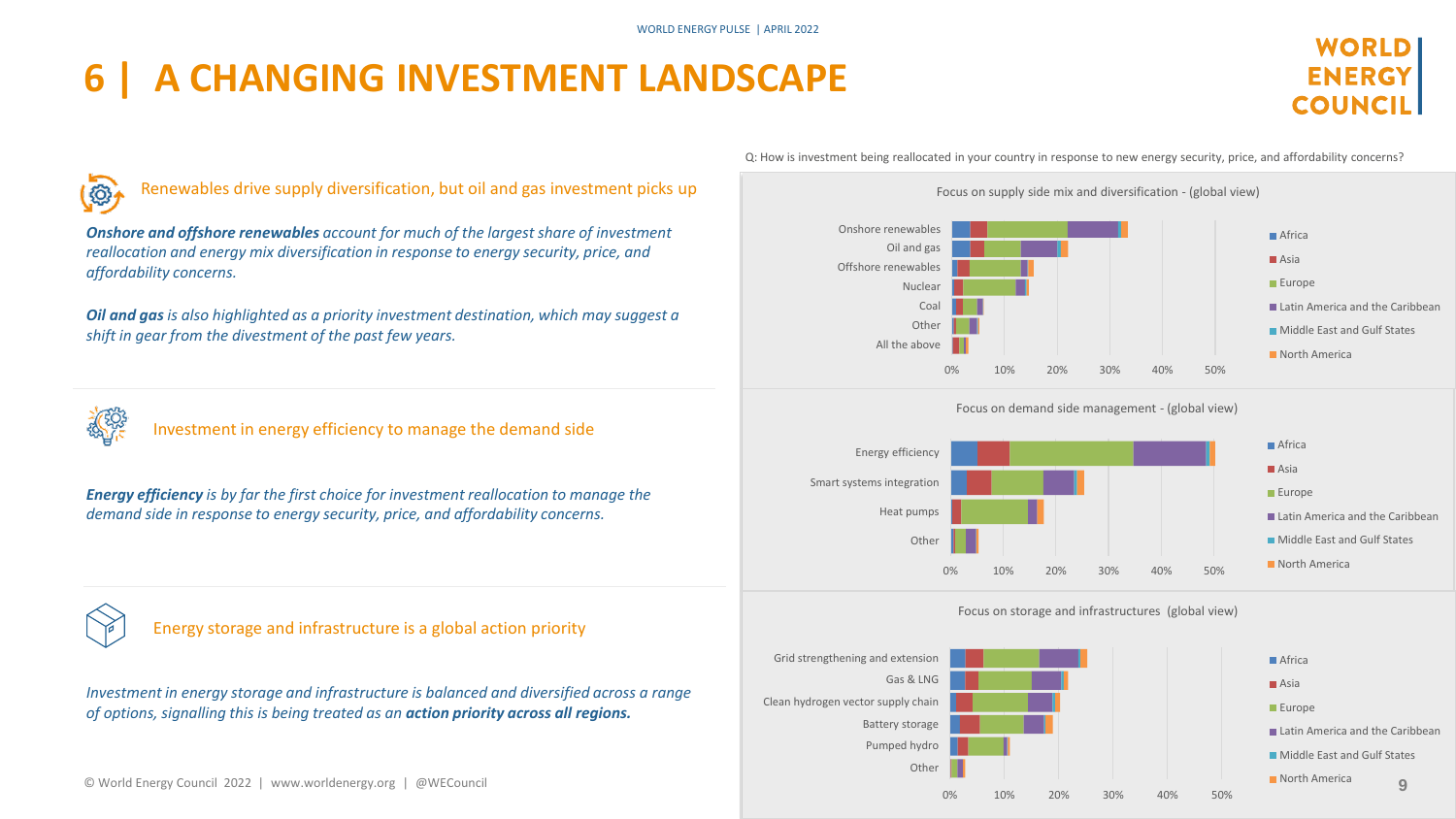# 6 | A CHANGING INVESTMENT LANDSCAPE

## Renewables drive supply diversification, but oil and gas investment picks up

***Onshore and offshore renewables** account for much of the largest share of investment reallocation and energy mix diversification in response to energy security, price, and affordability concerns.*

***Oil and gas** is also highlighted as a priority investment destination, which may suggest a shift in gear from the divestment of the past few years.*

## Investment in energy efficiency to manage the demand side

***Energy efficiency** is by far the first choice for investment reallocation to manage the demand side in response to energy security, price, and affordability concerns.*

## Energy storage and infrastructure is a global action priority

*Investment in energy storage and infrastructure is balanced and diversified across a range of options, signalling this is being treated as an **action priority across all regions.***

Q: How is investment being reallocated in your country in response to new energy security, price, and affordability concerns?

**Focus on supply side mix and diversification - (global view)**

Categories: Onshore renewables, Oil and gas, Offshore renewables, Nuclear, Coal, Other, All the above

Legend: Africa, Asia, Europe, Latin America and the Caribbean, Middle East and Gulf States, North America

Axis: 0%, 10%, 20%, 30%, 40%, 50%

**Focus on demand side management - (global view)**

Categories: Energy efficiency, Smart systems integration, Heat pumps, Other

Legend: Africa, Asia, Europe, Latin America and the Caribbean, Middle East and Gulf States, North America

Axis: 0%, 10%, 20%, 30%, 40%, 50%

**Focus on storage and infrastructures (global view)**

Categories: Grid strengthening and extension, Gas & LNG, Clean hydrogen vector supply chain, Battery storage, Pumped hydro, Other

Legend: Africa, Asia, Europe, Latin America and the Caribbean, Middle East and Gulf States, North America

Axis: 0%, 10%, 20%, 30%, 40%, 50%

© World Energy Council 2022 | www.worldenergy.org | @WECouncil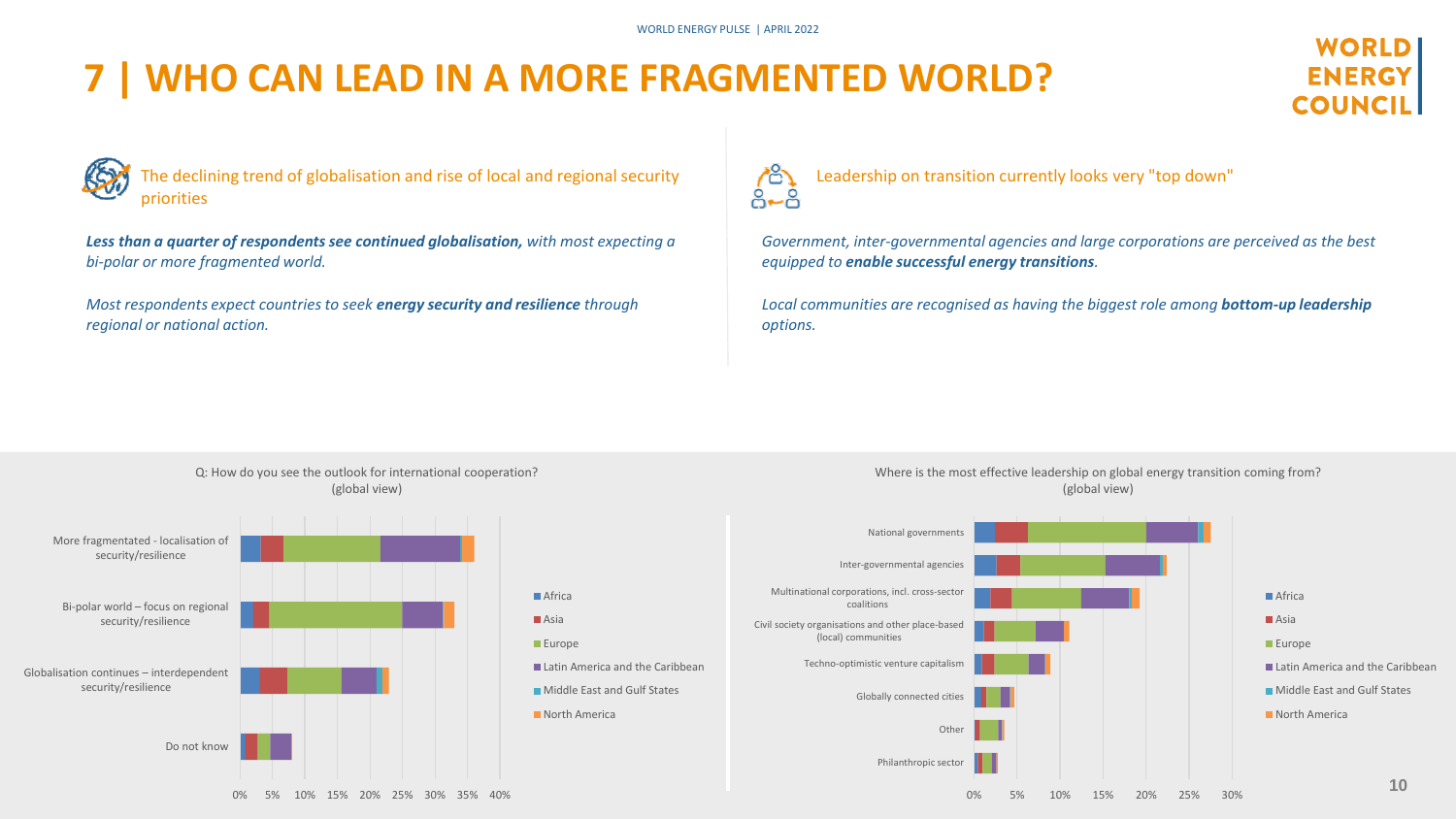# 7 | WHO CAN LEAD IN A MORE FRAGMENTED WORLD?

The declining trend of globalisation and rise of local and regional security priorities

***Less than a quarter of respondents see continued globalisation,*** *with most expecting a bi-polar or more fragmented world.*

*Most respondents expect countries to seek* ***energy security and resilience*** *through regional or national action.*

Leadership on transition currently looks very "top down"

*Government, inter-governmental agencies and large corporations are perceived as the best equipped to* ***enable successful energy transitions****.*

*Local communities are recognised as having the biggest role among* ***bottom-up leadership*** *options.*

Q: How do you see the outlook for international cooperation? (global view)

- More fragmentated - localisation of security/resilience
- Bi-polar world – focus on regional security/resilience
- Globalisation continues – interdependent security/resilience
- Do not know

Legend: Africa, Asia, Europe, Latin America and the Caribbean, Middle East and Gulf States, North America

Where is the most effective leadership on global energy transition coming from? (global view)

- National governments
- Inter-governmental agencies
- Multinational corporations, incl. cross-sector coalitions
- Civil society organisations and other place-based (local) communities
- Techno-optimistic venture capitalism
- Globally connected cities
- Other
- Philanthropic sector

Legend: Africa, Asia, Europe, Latin America and the Caribbean, Middle East and Gulf States, North America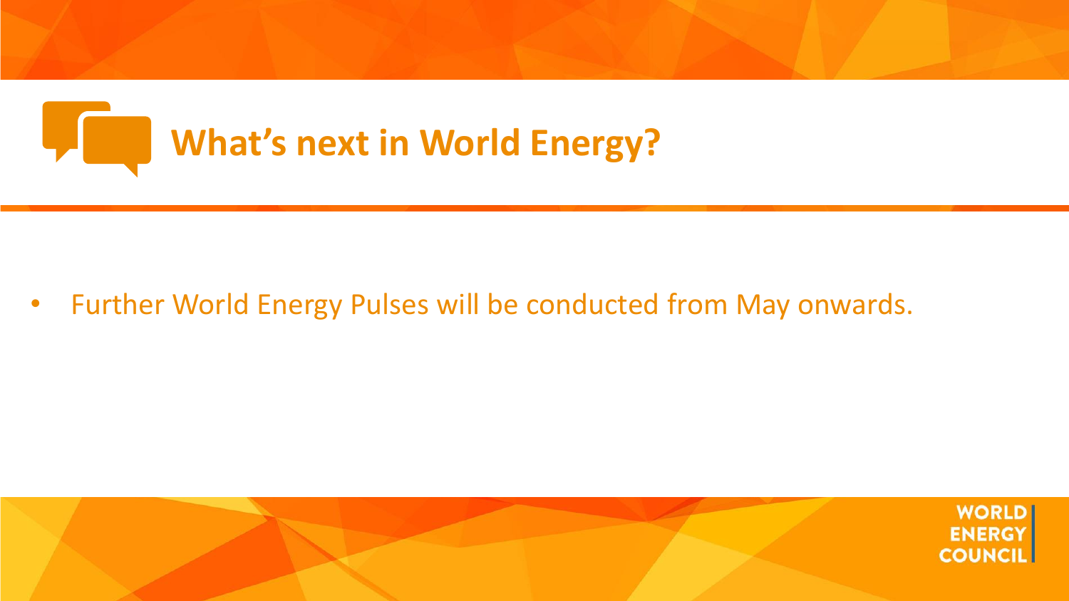# What's next in World Energy?

- Further World Energy Pulses will be conducted from May onwards.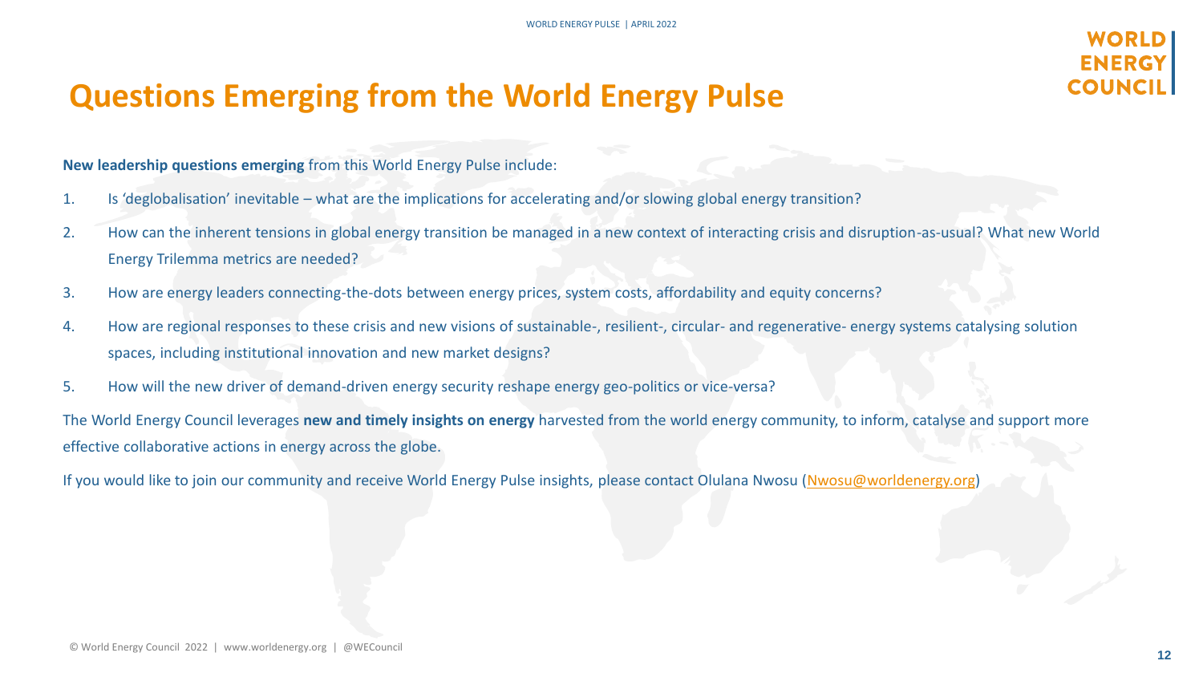# Questions Emerging from the World Energy Pulse

**New leadership questions emerging** from this World Energy Pulse include:

1. Is 'deglobalisation' inevitable – what are the implications for accelerating and/or slowing global energy transition?
2. How can the inherent tensions in global energy transition be managed in a new context of interacting crisis and disruption-as-usual? What new World Energy Trilemma metrics are needed?
3. How are energy leaders connecting-the-dots between energy prices, system costs, affordability and equity concerns?
4. How are regional responses to these crisis and new visions of sustainable-, resilient-, circular- and regenerative- energy systems catalysing solution spaces, including institutional innovation and new market designs?
5. How will the new driver of demand-driven energy security reshape energy geo-politics or vice-versa?

The World Energy Council leverages **new and timely insights on energy** harvested from the world energy community, to inform, catalyse and support more effective collaborative actions in energy across the globe.

If you would like to join our community and receive World Energy Pulse insights, please contact Olulana Nwosu (Nwosu@worldenergy.org)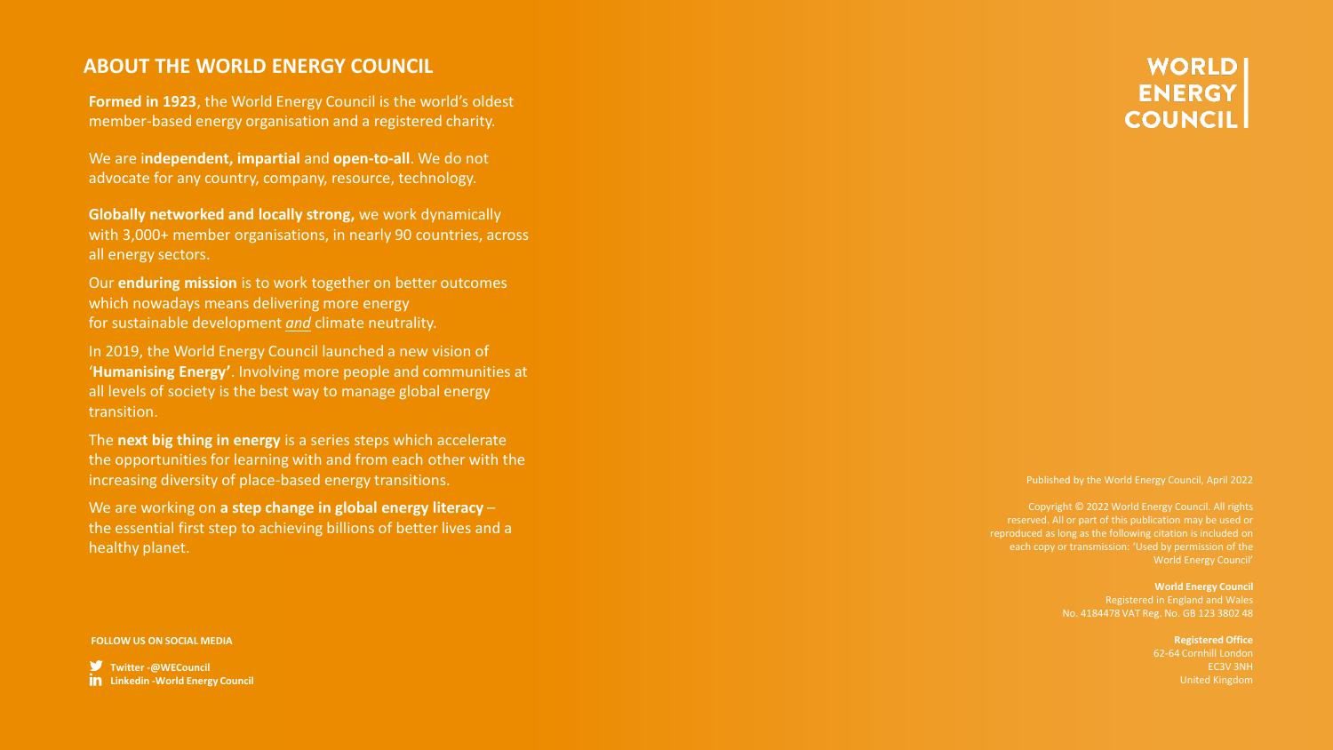## ABOUT THE WORLD ENERGY COUNCIL

**Formed in 1923**, the World Energy Council is the world's oldest member-based energy organisation and a registered charity.

We are i**ndependent, impartial** and **open-to-all**. We do not advocate for any country, company, resource, technology.

**Globally networked and locally strong,** we work dynamically with 3,000+ member organisations, in nearly 90 countries, across all energy sectors.

Our **enduring mission** is to work together on better outcomes which nowadays means delivering more energy for sustainable development ***and*** climate neutrality.

In 2019, the World Energy Council launched a new vision of '**Humanising Energy'**. Involving more people and communities at all levels of society is the best way to manage global energy transition.

The **next big thing in energy** is a series steps which accelerate the opportunities for learning with and from each other with the increasing diversity of place-based energy transitions.

We are working on **a step change in global energy literacy** – the essential first step to achieving billions of better lives and a healthy planet.

**FOLLOW US ON SOCIAL MEDIA**

**Twitter -@WECouncil**
**Linkedin -World Energy Council**

WORLD ENERGY COUNCIL

Published by the World Energy Council, April 2022

Copyright © 2022 World Energy Council. All rights reserved. All or part of this publication may be used or reproduced as long as the following citation is included on each copy or transmission: 'Used by permission of the World Energy Council'

**World Energy Council**
Registered in England and Wales
No. 4184478 VAT Reg. No. GB 123 3802 48

**Registered Office**
62-64 Cornhill London
EC3V 3NH
United Kingdom